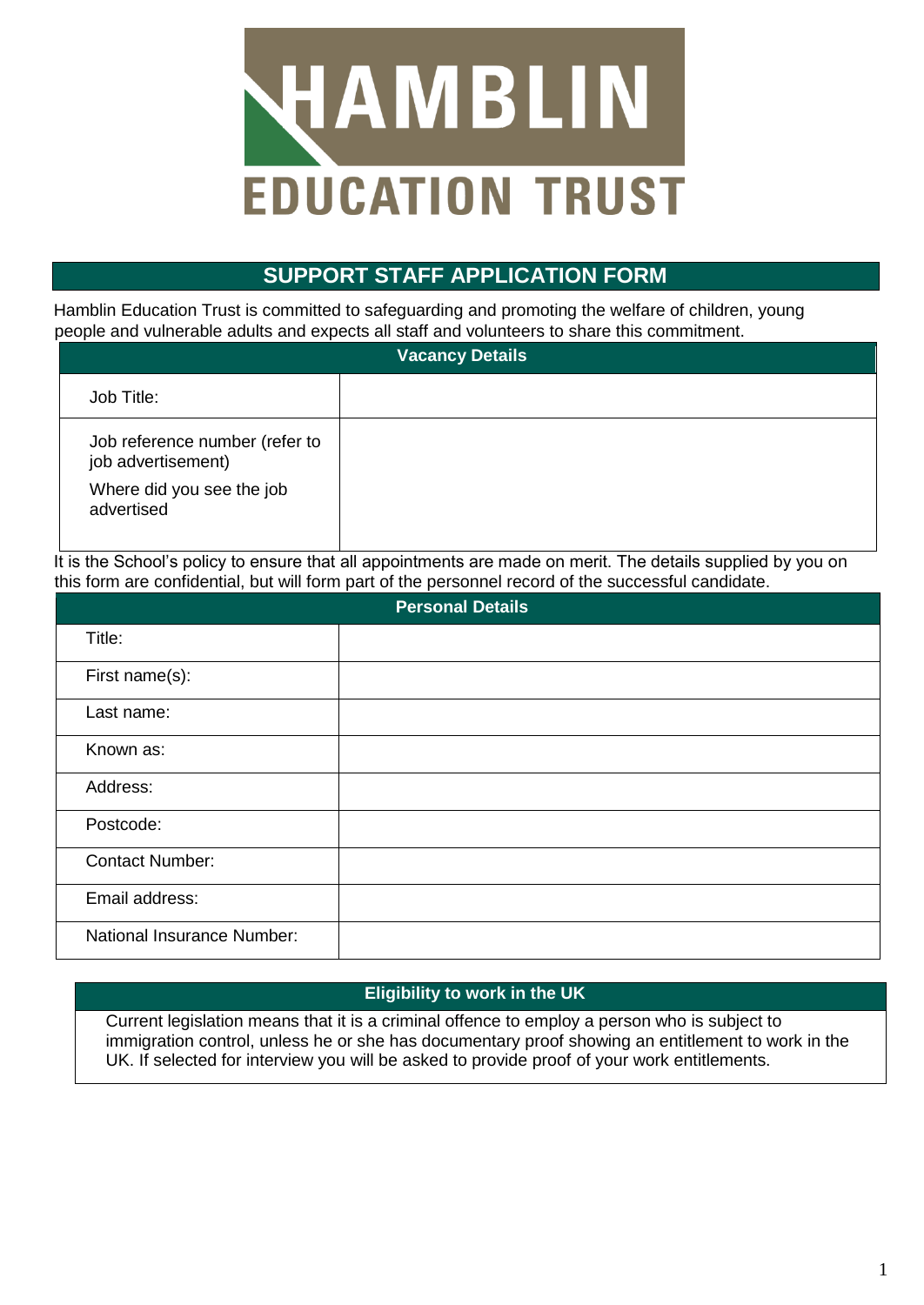# HAMBLIN EDUCATION TRUST

## SUPPORT STAFF APPLICATION FORM

Hamblin Education Trust is committed to safeguarding and promoting the welfare of children, young people and vulnerable adults and expects all staff and volunteers to share this commitment.

| Vacancy Details | |
|---|---|
| Job Title: | |
| Job reference number (refer to job advertisement)<br>Where did you see the job advertised | |

It is the School's policy to ensure that all appointments are made on merit. The details supplied by you on this form are confidential, but will form part of the personnel record of the successful candidate.

| Personal Details | |
|---|---|
| Title: | |
| First name(s): | |
| Last name: | |
| Known as: | |
| Address: | |
| Postcode: | |
| Contact Number: | |
| Email address: | |
| National Insurance Number: | |

| Eligibility to work in the UK |
|---|
| Current legislation means that it is a criminal offence to employ a person who is subject to immigration control, unless he or she has documentary proof showing an entitlement to work in the UK. If selected for interview you will be asked to provide proof of your work entitlements. |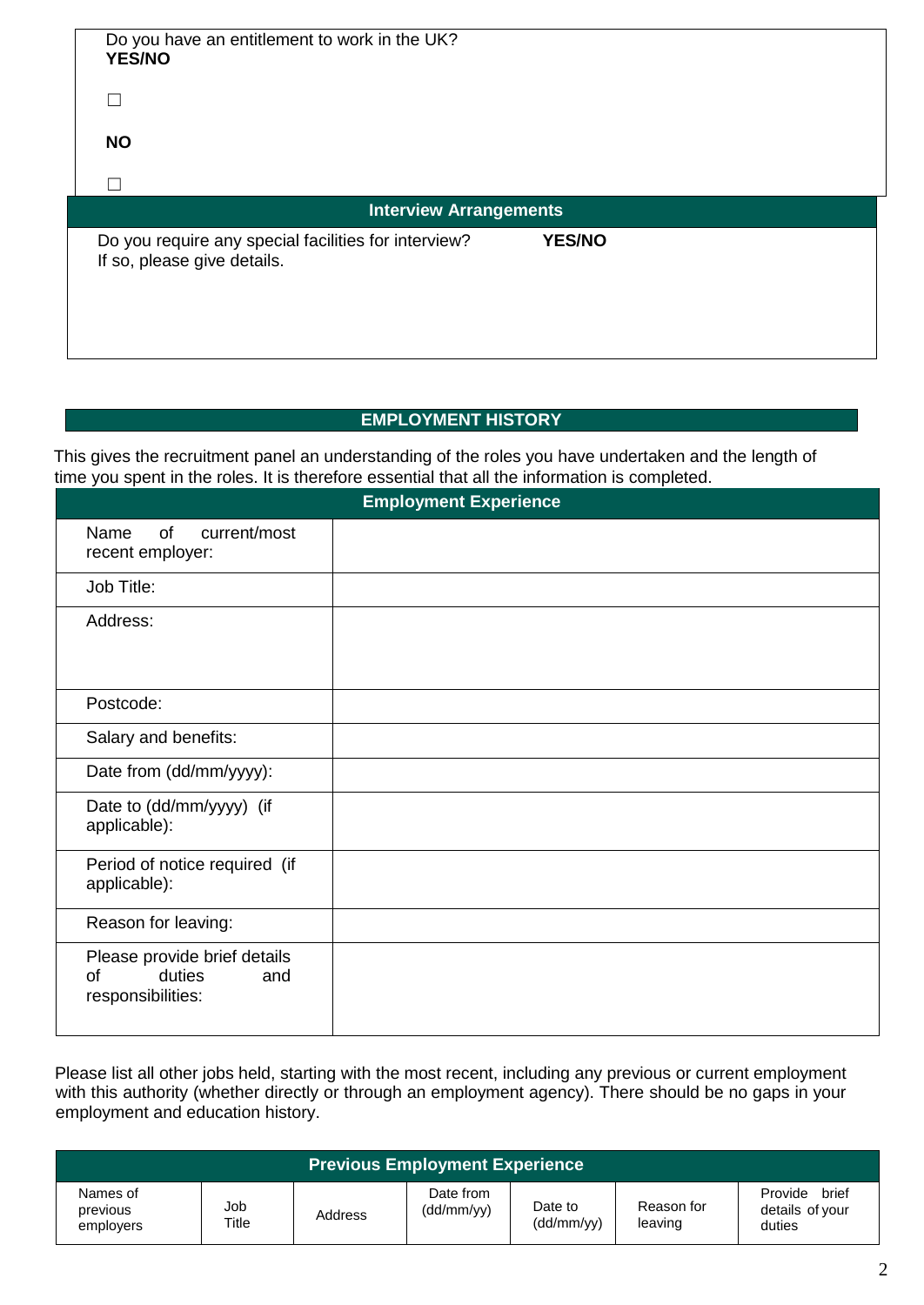Do you have an entitlement to work in the UK?
**YES/NO**

☐

**NO**

☐

## Interview Arrangements

Do you require any special facilities for interview? **YES/NO**
If so, please give details.

## EMPLOYMENT HISTORY

This gives the recruitment panel an understanding of the roles you have undertaken and the length of time you spent in the roles. It is therefore essential that all the information is completed.

| Employment Experience | |
|---|---|
| Name of current/most recent employer: | |
| Job Title: | |
| Address: | |
| Postcode: | |
| Salary and benefits: | |
| Date from (dd/mm/yyyy): | |
| Date to (dd/mm/yyyy) (if applicable): | |
| Period of notice required (if applicable): | |
| Reason for leaving: | |
| Please provide brief details of duties and responsibilities: | |

Please list all other jobs held, starting with the most recent, including any previous or current employment with this authority (whether directly or through an employment agency). There should be no gaps in your employment and education history.

| Previous Employment Experience | | | | | | |
|---|---|---|---|---|---|---|
| Names of previous employers | Job Title | Address | Date from (dd/mm/yy) | Date to (dd/mm/yy) | Reason for leaving | Provide brief details of your duties |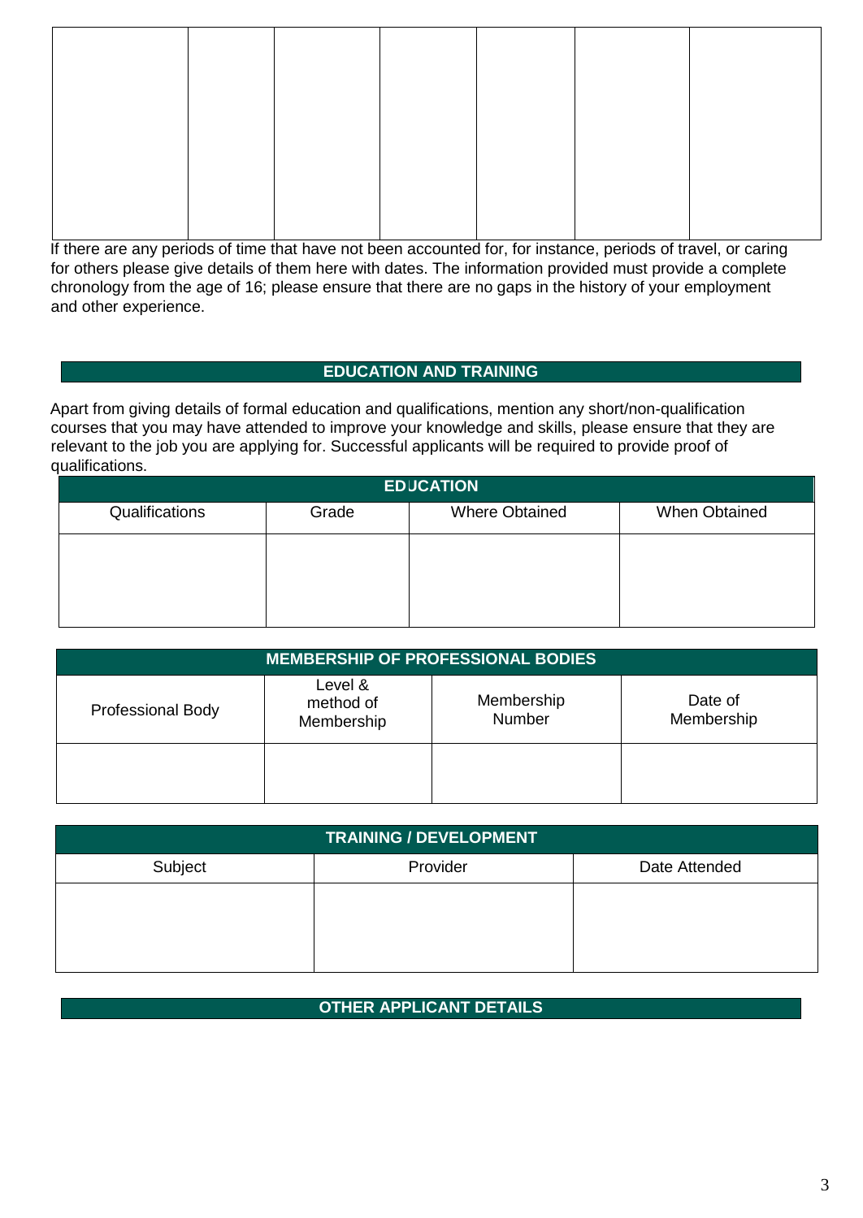| | | | | | | |
|---|---|---|---|---|---|---|
| | | | | | | |

If there are any periods of time that have not been accounted for, for instance, periods of travel, or caring for others please give details of them here with dates. The information provided must provide a complete chronology from the age of 16; please ensure that there are no gaps in the history of your employment and other experience.

## EDUCATION AND TRAINING

Apart from giving details of formal education and qualifications, mention any short/non-qualification courses that you may have attended to improve your knowledge and skills, please ensure that they are relevant to the job you are applying for. Successful applicants will be required to provide proof of qualifications.

| EDUCATION | | | |
|---|---|---|---|
| Qualifications | Grade | Where Obtained | When Obtained |
| | | | |

| MEMBERSHIP OF PROFESSIONAL BODIES | | | |
|---|---|---|---|
| Professional Body | Level & method of Membership | Membership Number | Date of Membership |
| | | | |

| TRAINING / DEVELOPMENT | | |
|---|---|---|
| Subject | Provider | Date Attended |
| | | |

## OTHER APPLICANT DETAILS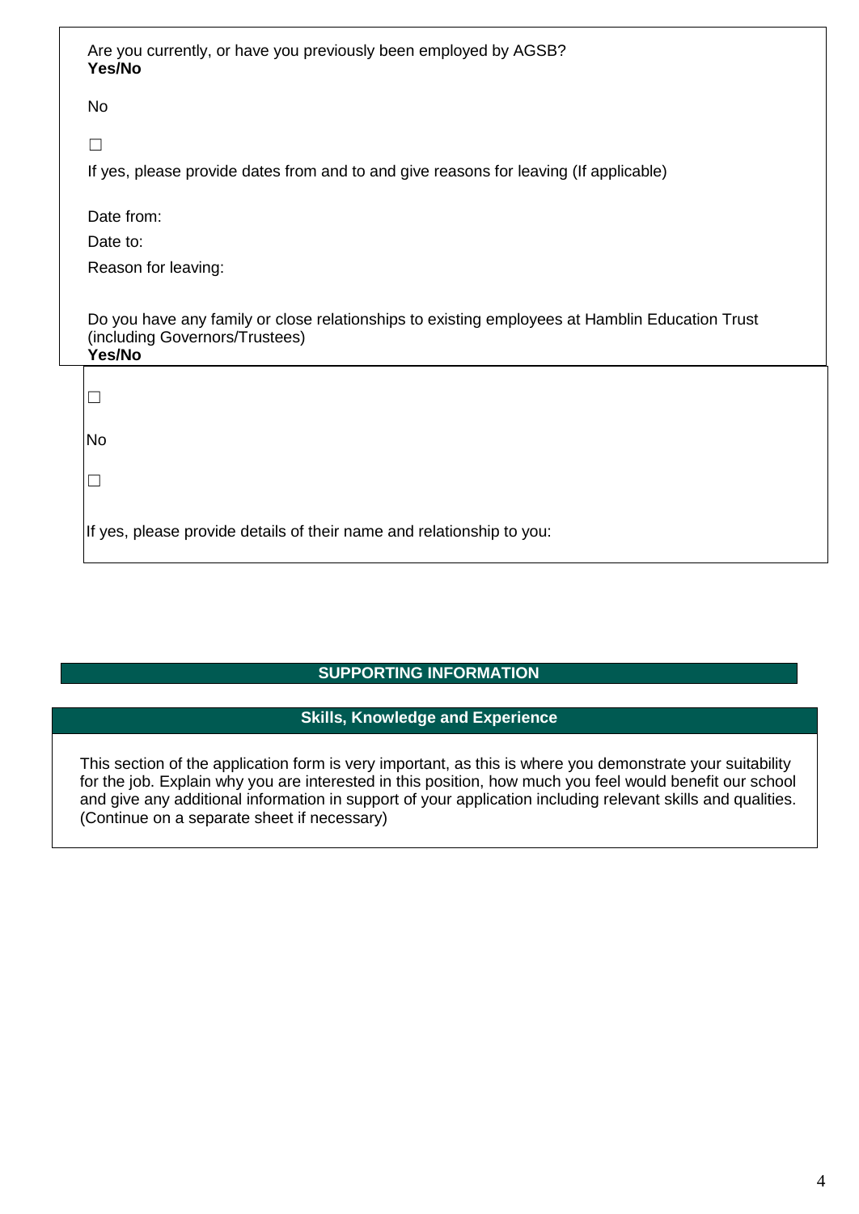Are you currently, or have you previously been employed by AGSB?
**Yes/No**

No

☐

If yes, please provide dates from and to and give reasons for leaving (If applicable)

Date from:

Date to:

Reason for leaving:

Do you have any family or close relationships to existing employees at Hamblin Education Trust (including Governors/Trustees)
**Yes/No**

☐

No

☐

If yes, please provide details of their name and relationship to you:

## SUPPORTING INFORMATION

### Skills, Knowledge and Experience

This section of the application form is very important, as this is where you demonstrate your suitability for the job. Explain why you are interested in this position, how much you feel would benefit our school and give any additional information in support of your application including relevant skills and qualities. (Continue on a separate sheet if necessary)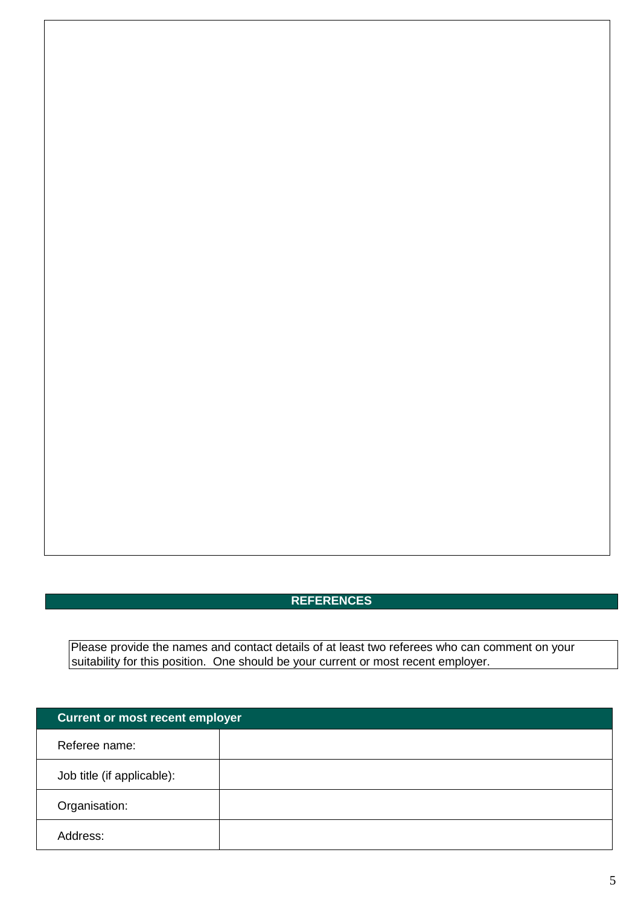## REFERENCES

Please provide the names and contact details of at least two referees who can comment on your suitability for this position. One should be your current or most recent employer.

| Current or most recent employer | |
|---|---|
| Referee name: | |
| Job title (if applicable): | |
| Organisation: | |
| Address: | |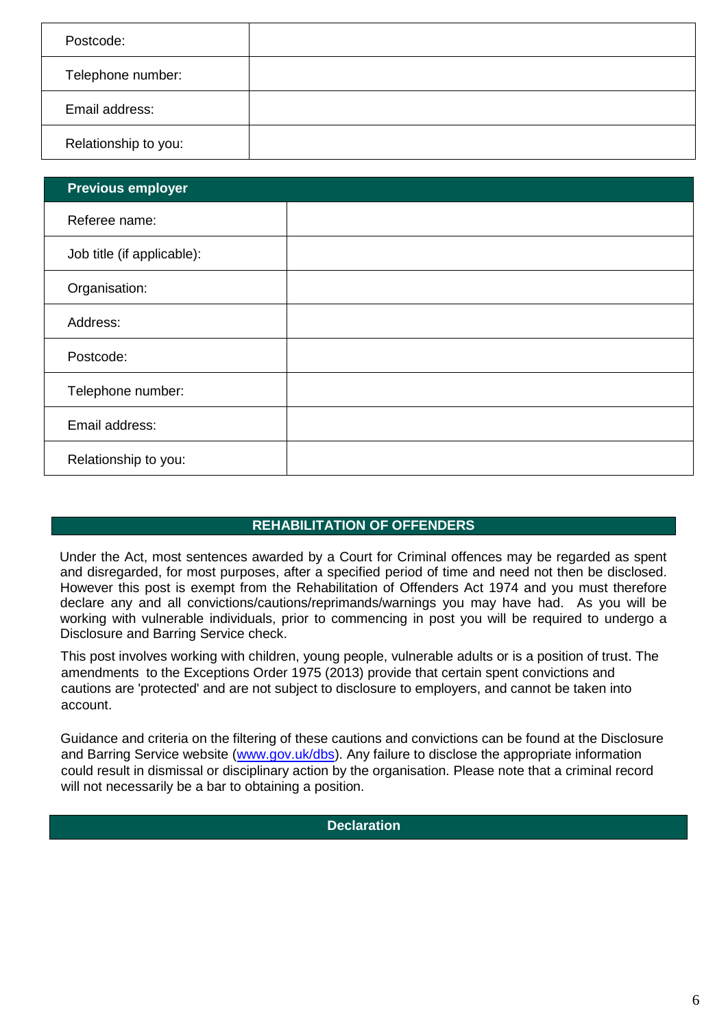| | |
|---|---|
| Postcode: | |
| Telephone number: | |
| Email address: | |
| Relationship to you: | |

| **Previous employer** | |
|---|---|
| Referee name: | |
| Job title (if applicable): | |
| Organisation: | |
| Address: | |
| Postcode: | |
| Telephone number: | |
| Email address: | |
| Relationship to you: | |

## REHABILITATION OF OFFENDERS

Under the Act, most sentences awarded by a Court for Criminal offences may be regarded as spent and disregarded, for most purposes, after a specified period of time and need not then be disclosed. However this post is exempt from the Rehabilitation of Offenders Act 1974 and you must therefore declare any and all convictions/cautions/reprimands/warnings you may have had. As you will be working with vulnerable individuals, prior to commencing in post you will be required to undergo a Disclosure and Barring Service check.

This post involves working with children, young people, vulnerable adults or is a position of trust. The amendments to the Exceptions Order 1975 (2013) provide that certain spent convictions and cautions are 'protected' and are not subject to disclosure to employers, and cannot be taken into account.

Guidance and criteria on the filtering of these cautions and convictions can be found at the Disclosure and Barring Service website (www.gov.uk/dbs). Any failure to disclose the appropriate information could result in dismissal or disciplinary action by the organisation. Please note that a criminal record will not necessarily be a bar to obtaining a position.

## Declaration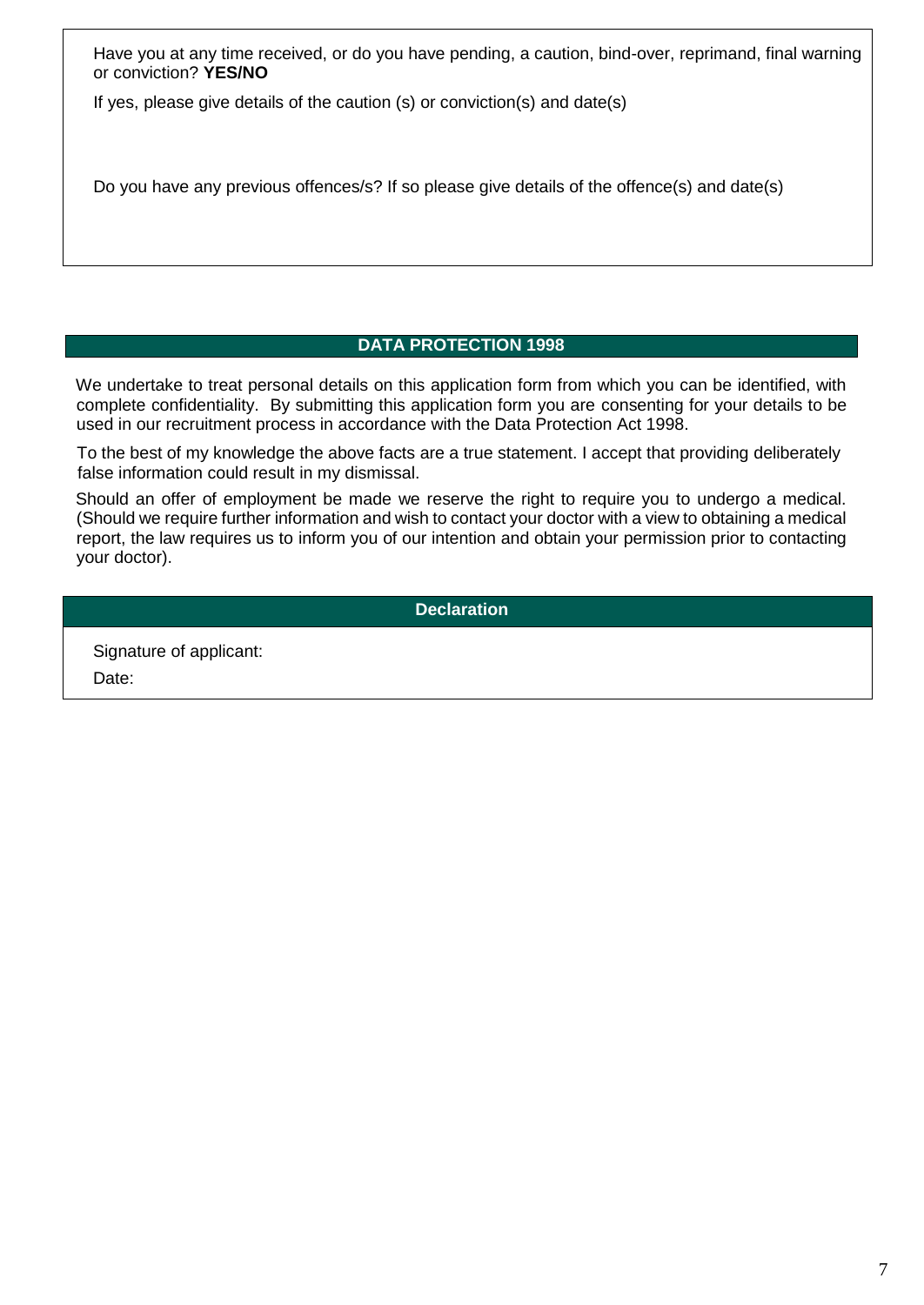Have you at any time received, or do you have pending, a caution, bind-over, reprimand, final warning or conviction? **YES/NO**

If yes, please give details of the caution (s) or conviction(s) and date(s)

Do you have any previous offences/s? If so please give details of the offence(s) and date(s)

## DATA PROTECTION 1998

We undertake to treat personal details on this application form from which you can be identified, with complete confidentiality. By submitting this application form you are consenting for your details to be used in our recruitment process in accordance with the Data Protection Act 1998.

To the best of my knowledge the above facts are a true statement. I accept that providing deliberately false information could result in my dismissal.

Should an offer of employment be made we reserve the right to require you to undergo a medical. (Should we require further information and wish to contact your doctor with a view to obtaining a medical report, the law requires us to inform you of our intention and obtain your permission prior to contacting your doctor).

## Declaration

Signature of applicant:

Date: